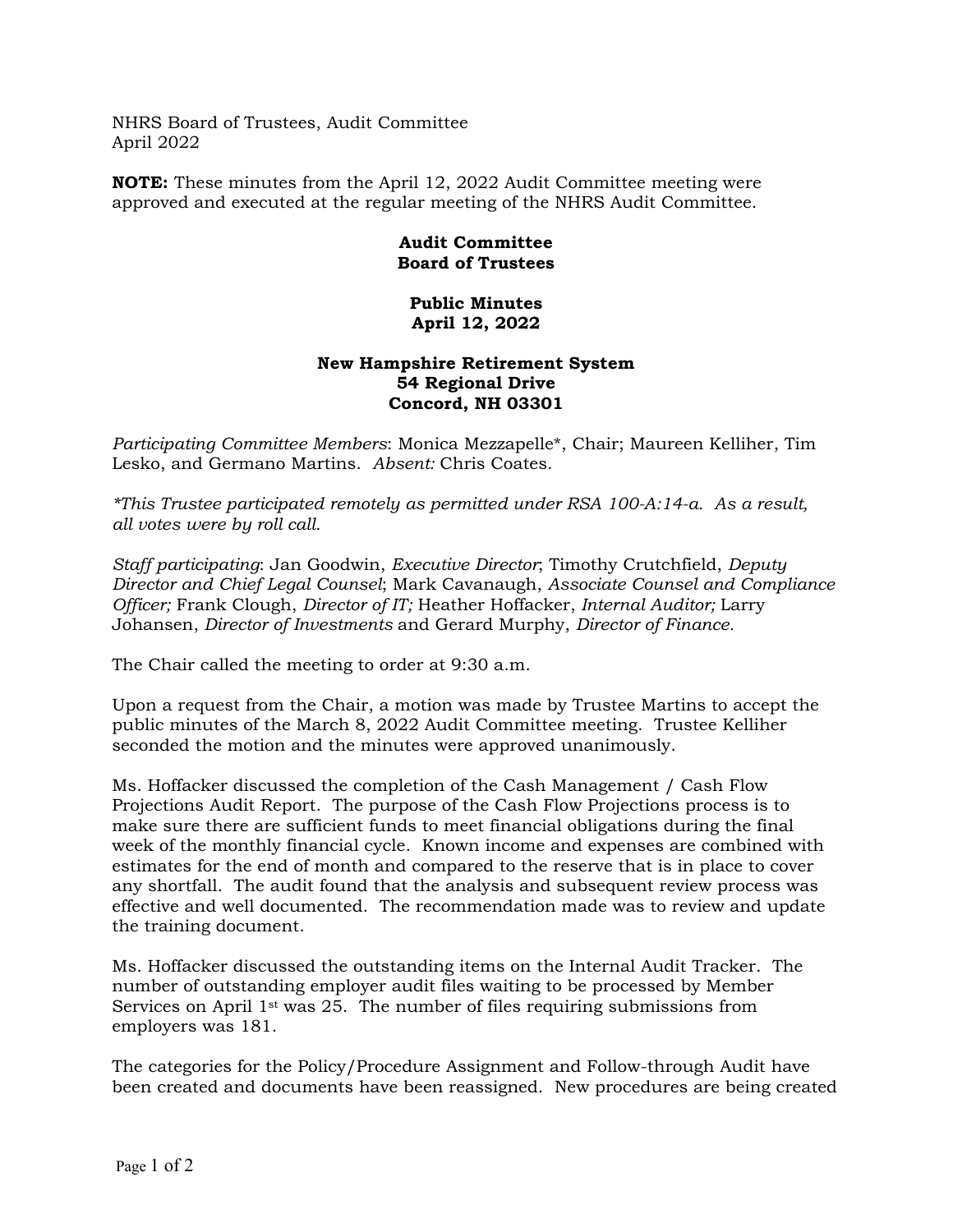NHRS Board of Trustees, Audit Committee
April 2022

**NOTE:** These minutes from the April 12, 2022 Audit Committee meeting were approved and executed at the regular meeting of the NHRS Audit Committee.

**Audit Committee**
**Board of Trustees**

**Public Minutes**
**April 12, 2022**

**New Hampshire Retirement System**
**54 Regional Drive**
**Concord, NH 03301**

*Participating Committee Members*: Monica Mezzapelle*, Chair; Maureen Kelliher, Tim Lesko, and Germano Martins. *Absent:* Chris Coates.

**This Trustee participated remotely as permitted under RSA 100-A:14-a. As a result, all votes were by roll call.*

*Staff participating*: Jan Goodwin, *Executive Director*; Timothy Crutchfield, *Deputy Director and Chief Legal Counsel*; Mark Cavanaugh, *Associate Counsel and Compliance Officer;* Frank Clough, *Director of IT;* Heather Hoffacker, *Internal Auditor;* Larry Johansen, *Director of Investments* and Gerard Murphy, *Director of Finance.*

The Chair called the meeting to order at 9:30 a.m.

Upon a request from the Chair, a motion was made by Trustee Martins to accept the public minutes of the March 8, 2022 Audit Committee meeting. Trustee Kelliher seconded the motion and the minutes were approved unanimously.

Ms. Hoffacker discussed the completion of the Cash Management / Cash Flow Projections Audit Report. The purpose of the Cash Flow Projections process is to make sure there are sufficient funds to meet financial obligations during the final week of the monthly financial cycle. Known income and expenses are combined with estimates for the end of month and compared to the reserve that is in place to cover any shortfall. The audit found that the analysis and subsequent review process was effective and well documented. The recommendation made was to review and update the training document.

Ms. Hoffacker discussed the outstanding items on the Internal Audit Tracker. The number of outstanding employer audit files waiting to be processed by Member Services on April 1st was 25. The number of files requiring submissions from employers was 181.

The categories for the Policy/Procedure Assignment and Follow-through Audit have been created and documents have been reassigned. New procedures are being created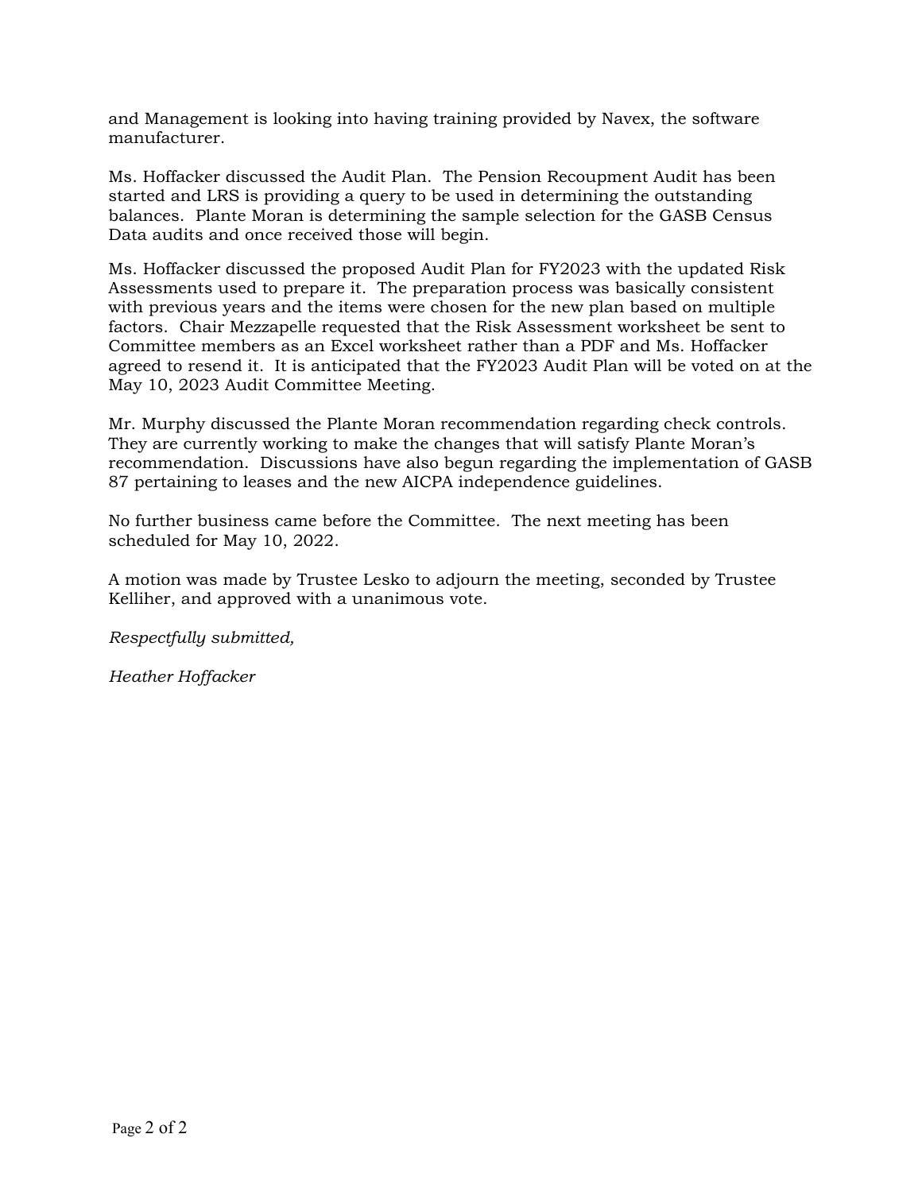and Management is looking into having training provided by Navex, the software manufacturer.

Ms. Hoffacker discussed the Audit Plan. The Pension Recoupment Audit has been started and LRS is providing a query to be used in determining the outstanding balances. Plante Moran is determining the sample selection for the GASB Census Data audits and once received those will begin.

Ms. Hoffacker discussed the proposed Audit Plan for FY2023 with the updated Risk Assessments used to prepare it. The preparation process was basically consistent with previous years and the items were chosen for the new plan based on multiple factors. Chair Mezzapelle requested that the Risk Assessment worksheet be sent to Committee members as an Excel worksheet rather than a PDF and Ms. Hoffacker agreed to resend it. It is anticipated that the FY2023 Audit Plan will be voted on at the May 10, 2023 Audit Committee Meeting.

Mr. Murphy discussed the Plante Moran recommendation regarding check controls. They are currently working to make the changes that will satisfy Plante Moran's recommendation. Discussions have also begun regarding the implementation of GASB 87 pertaining to leases and the new AICPA independence guidelines.

No further business came before the Committee. The next meeting has been scheduled for May 10, 2022.

A motion was made by Trustee Lesko to adjourn the meeting, seconded by Trustee Kelliher, and approved with a unanimous vote.

*Respectfully submitted,*

*Heather Hoffacker*